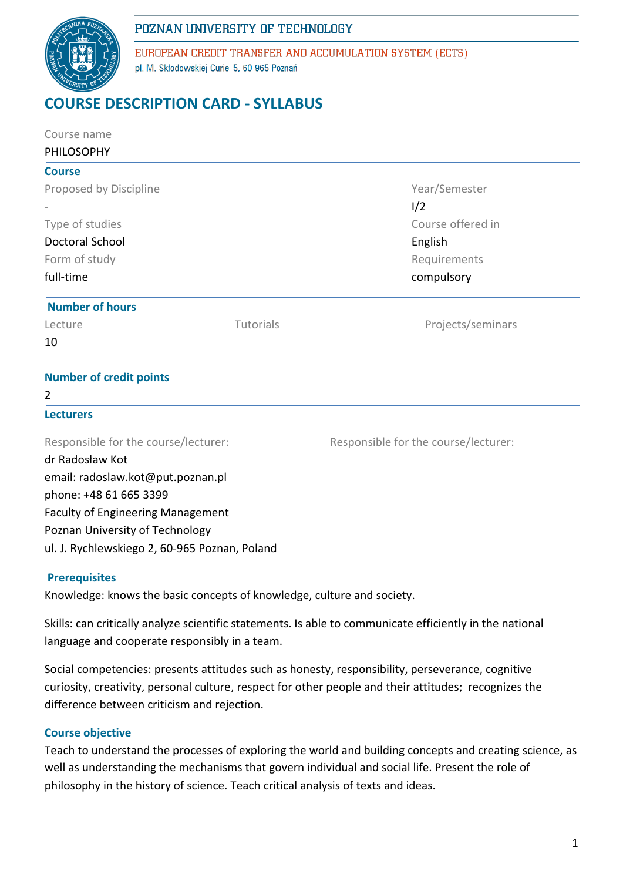POZNAN UNIVERSITY OF TECHNOLOGY

EUROPEAN CREDIT TRANSFER AND ACCUMULATION SYSTEM (ECTS)

pl. M. Skłodowskiej-Curie 5, 60-965 Poznań

# COURSE DESCRIPTION CARD - SYLLABUS

Course name

PHILOSOPHY

## Course

| Proposed by Discipline | Year/Semester |
|---|---|
| - | I/2 |
| Type of studies | Course offered in |
| Doctoral School | English |
| Form of study | Requirements |
| full-time | compulsory |

## Number of hours

| Lecture | Tutorials | Projects/seminars |
|---|---|---|
| 10 | | |

## Number of credit points

2

## Lecturers

Responsible for the course/lecturer:

dr Radosław Kot
email: radoslaw.kot@put.poznan.pl
phone: +48 61 665 3399
Faculty of Engineering Management
Poznan University of Technology
ul. J. Rychlewskiego 2, 60-965 Poznan, Poland

Responsible for the course/lecturer:

## Prerequisites

Knowledge: knows the basic concepts of knowledge, culture and society.

Skills: can critically analyze scientific statements. Is able to communicate efficiently in the national language and cooperate responsibly in a team.

Social competencies: presents attitudes such as honesty, responsibility, perseverance, cognitive curiosity, creativity, personal culture, respect for other people and their attitudes; recognizes the difference between criticism and rejection.

## Course objective

Teach to understand the processes of exploring the world and building concepts and creating science, as well as understanding the mechanisms that govern individual and social life. Present the role of philosophy in the history of science. Teach critical analysis of texts and ideas.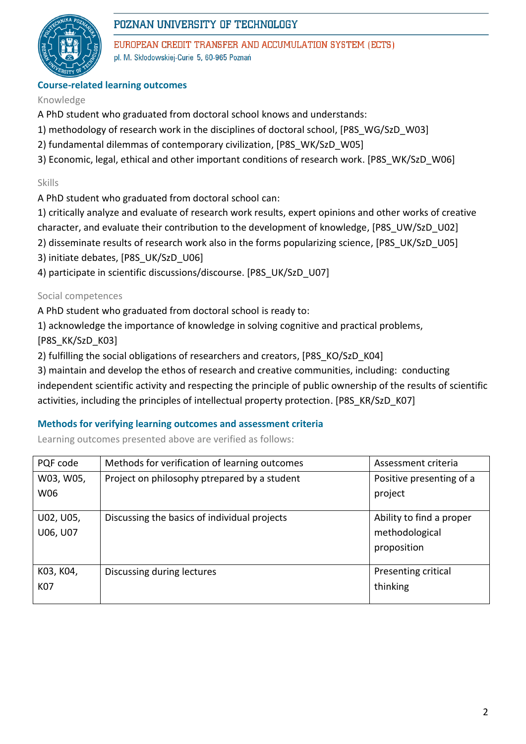## Course-related learning outcomes

### Knowledge

A PhD student who graduated from doctoral school knows and understands:

1) methodology of research work in the disciplines of doctoral school, [P8S_WG/SzD_W03]
2) fundamental dilemmas of contemporary civilization, [P8S_WK/SzD_W05]
3) Economic, legal, ethical and other important conditions of research work. [P8S_WK/SzD_W06]

### Skills

A PhD student who graduated from doctoral school can:

1) critically analyze and evaluate of research work results, expert opinions and other works of creative character, and evaluate their contribution to the development of knowledge, [P8S_UW/SzD_U02]
2) disseminate results of research work also in the forms popularizing science, [P8S_UK/SzD_U05]
3) initiate debates, [P8S_UK/SzD_U06]
4) participate in scientific discussions/discourse. [P8S_UK/SzD_U07]

### Social competences

A PhD student who graduated from doctoral school is ready to:

1) acknowledge the importance of knowledge in solving cognitive and practical problems, [P8S_KK/SzD_K03]
2) fulfilling the social obligations of researchers and creators, [P8S_KO/SzD_K04]
3) maintain and develop the ethos of research and creative communities, including: conducting independent scientific activity and respecting the principle of public ownership of the results of scientific activities, including the principles of intellectual property protection. [P8S_KR/SzD_K07]

## Methods for verifying learning outcomes and assessment criteria

Learning outcomes presented above are verified as follows:

| PQF code | Methods for verification of learning outcomes | Assessment criteria |
|---|---|---|
| W03, W05, W06 | Project on philosophy ptrepared by a student | Positive presenting of a project |
| U02, U05, U06, U07 | Discussing the basics of individual projects | Ability to find a proper methodological proposition |
| K03, K04, K07 | Discussing during lectures | Presenting critical thinking |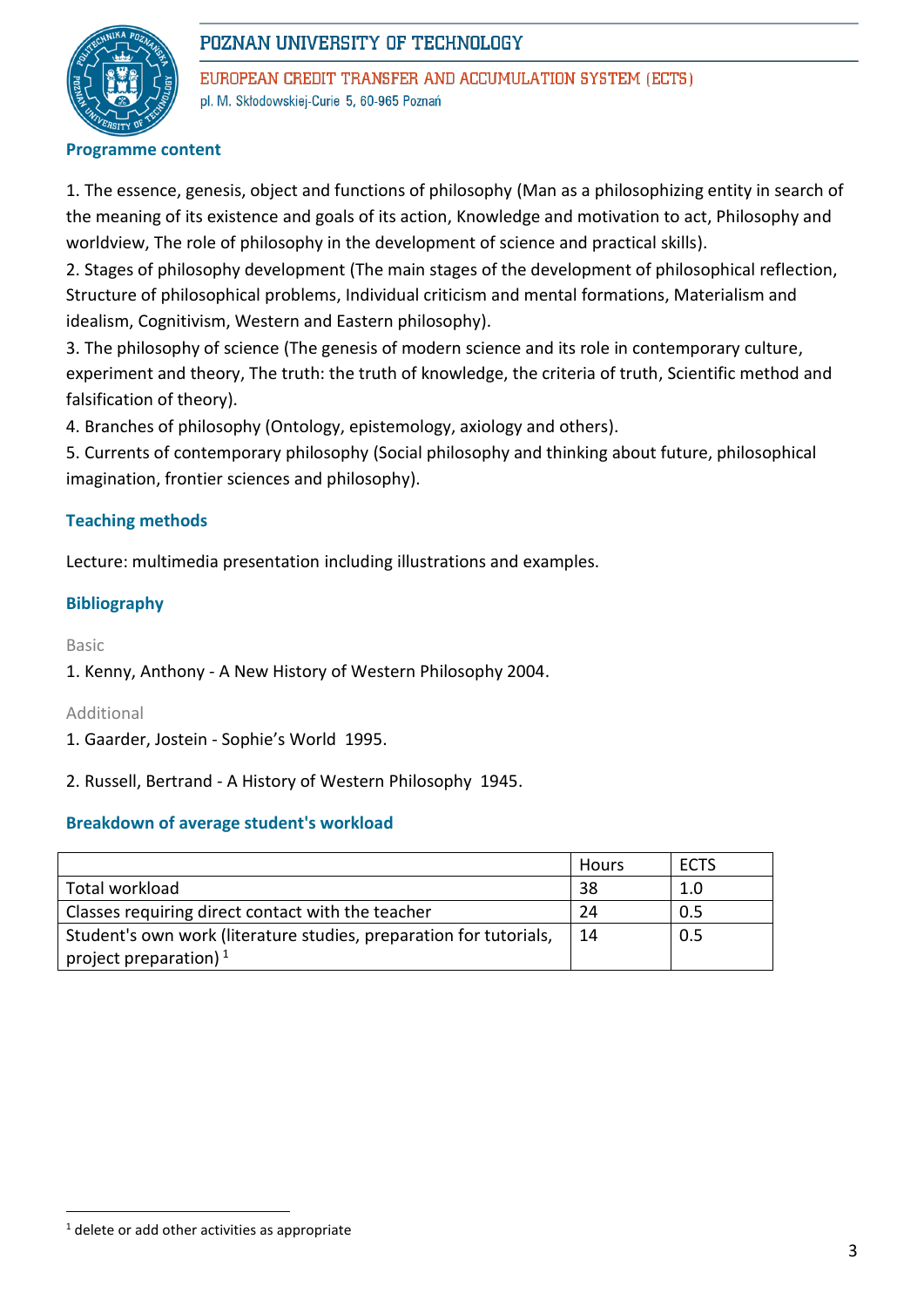## Programme content

1. The essence, genesis, object and functions of philosophy (Man as a philosophizing entity in search of the meaning of its existence and goals of its action, Knowledge and motivation to act, Philosophy and worldview, The role of philosophy in the development of science and practical skills).
2. Stages of philosophy development (The main stages of the development of philosophical reflection, Structure of philosophical problems, Individual criticism and mental formations, Materialism and idealism, Cognitivism, Western and Eastern philosophy).
3. The philosophy of science (The genesis of modern science and its role in contemporary culture, experiment and theory, The truth: the truth of knowledge, the criteria of truth, Scientific method and falsification of theory).
4. Branches of philosophy (Ontology, epistemology, axiology and others).
5. Currents of contemporary philosophy (Social philosophy and thinking about future, philosophical imagination, frontier sciences and philosophy).

## Teaching methods

Lecture: multimedia presentation including illustrations and examples.

## Bibliography

Basic

1. Kenny, Anthony - A New History of Western Philosophy 2004.

Additional

1. Gaarder, Jostein - Sophie's World 1995.

2. Russell, Bertrand - A History of Western Philosophy 1945.

## Breakdown of average student's workload

| | Hours | ECTS |
|---|---|---|
| Total workload | 38 | 1.0 |
| Classes requiring direct contact with the teacher | 24 | 0.5 |
| Student's own work (literature studies, preparation for tutorials, project preparation) [1] | 14 | 0.5 |

[1] delete or add other activities as appropriate